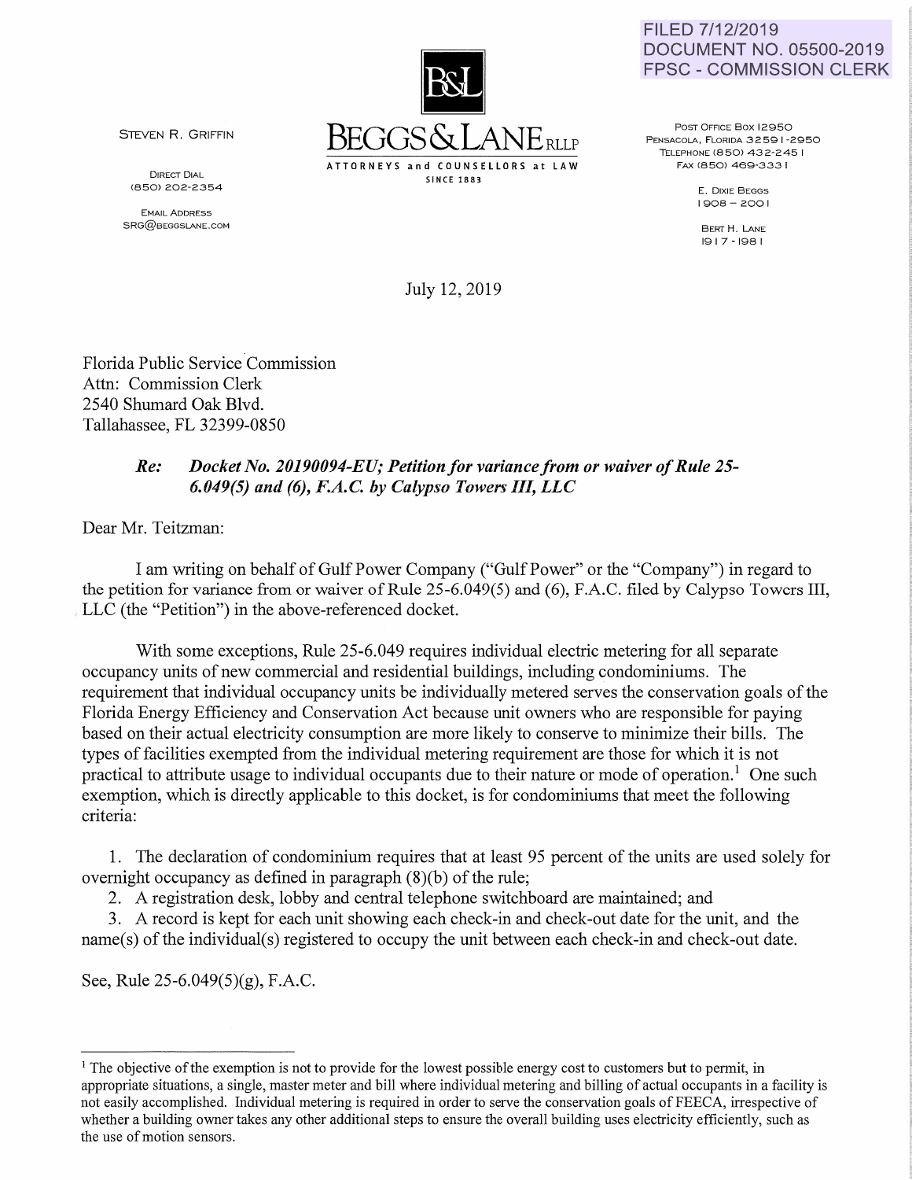FILED 7/12/2019
DOCUMENT NO. 05500-2019
FPSC - COMMISSION CLERK

STEVEN R. GRIFFIN

DIRECT DIAL
(850) 202-2354

EMAIL ADDRESS
SRG@BEGGSLANE.COM

B&L
BEGGS & LANE RLLP
ATTORNEYS and COUNSELLORS at LAW
SINCE 1883

POST OFFICE BOX 12950
PENSACOLA, FLORIDA 32591-2950
TELEPHONE (850) 432-2451
FAX (850) 469-3331

E. DIXIE BEGGS
1908 – 2001

BERT H. LANE
1917 - 1981

July 12, 2019

Florida Public Service Commission
Attn: Commission Clerk
2540 Shumard Oak Blvd.
Tallahassee, FL 32399-0850

***Re: Docket No. 20190094-EU; Petition for variance from or waiver of Rule 25-6.049(5) and (6), F.A.C. by Calypso Towers III, LLC***

Dear Mr. Teitzman:

I am writing on behalf of Gulf Power Company ("Gulf Power" or the "Company") in regard to the petition for variance from or waiver of Rule 25-6.049(5) and (6), F.A.C. filed by Calypso Towers III, LLC (the "Petition") in the above-referenced docket.

With some exceptions, Rule 25-6.049 requires individual electric metering for all separate occupancy units of new commercial and residential buildings, including condominiums. The requirement that individual occupancy units be individually metered serves the conservation goals of the Florida Energy Efficiency and Conservation Act because unit owners who are responsible for paying based on their actual electricity consumption are more likely to conserve to minimize their bills. The types of facilities exempted from the individual metering requirement are those for which it is not practical to attribute usage to individual occupants due to their nature or mode of operation.[1] One such exemption, which is directly applicable to this docket, is for condominiums that meet the following criteria:

1. The declaration of condominium requires that at least 95 percent of the units are used solely for overnight occupancy as defined in paragraph (8)(b) of the rule;
2. A registration desk, lobby and central telephone switchboard are maintained; and
3. A record is kept for each unit showing each check-in and check-out date for the unit, and the name(s) of the individual(s) registered to occupy the unit between each check-in and check-out date.

See, Rule 25-6.049(5)(g), F.A.C.

---

[1] The objective of the exemption is not to provide for the lowest possible energy cost to customers but to permit, in appropriate situations, a single, master meter and bill where individual metering and billing of actual occupants in a facility is not easily accomplished. Individual metering is required in order to serve the conservation goals of FEECA, irrespective of whether a building owner takes any other additional steps to ensure the overall building uses electricity efficiently, such as the use of motion sensors.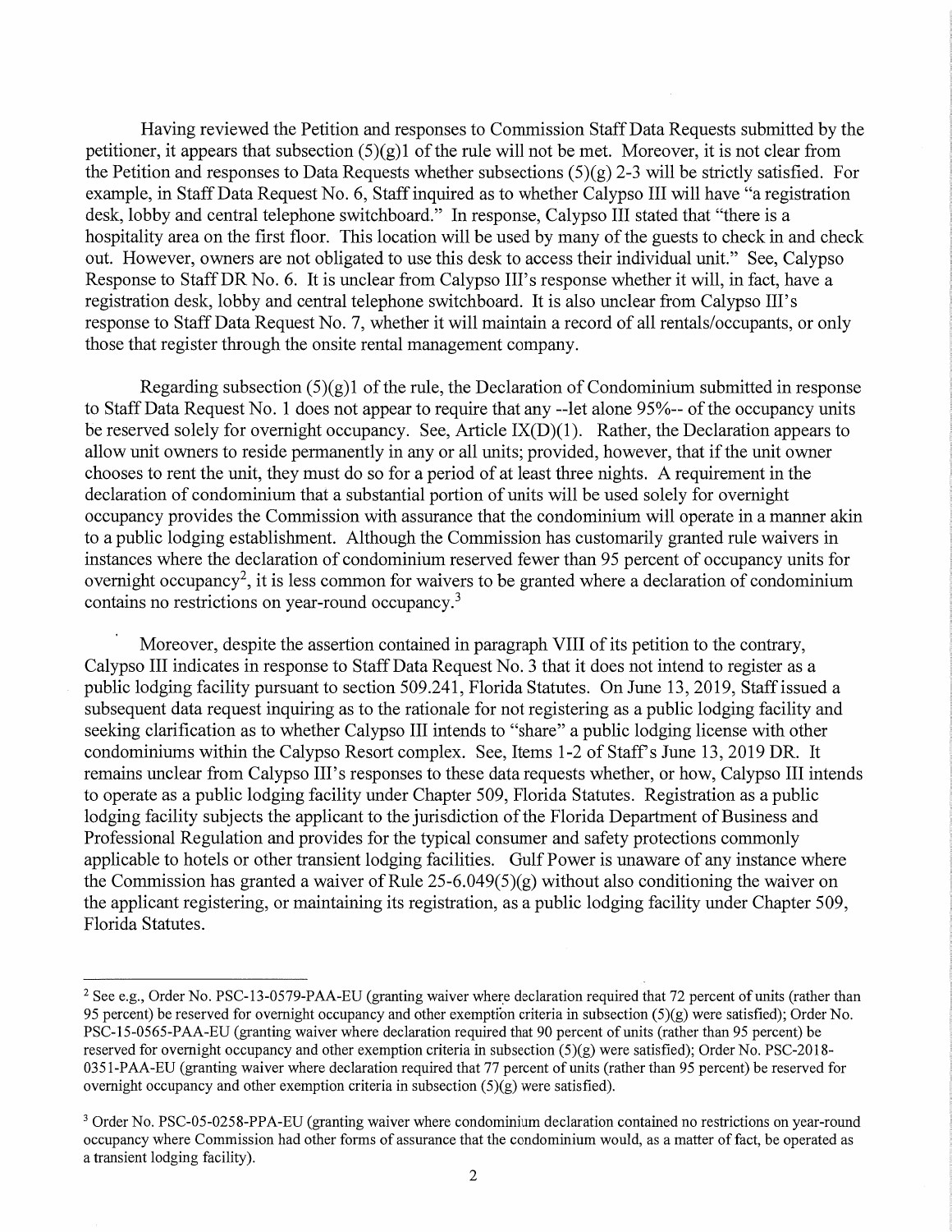Having reviewed the Petition and responses to Commission Staff Data Requests submitted by the petitioner, it appears that subsection (5)(g)1 of the rule will not be met. Moreover, it is not clear from the Petition and responses to Data Requests whether subsections (5)(g) 2-3 will be strictly satisfied. For example, in Staff Data Request No. 6, Staff inquired as to whether Calypso III will have "a registration desk, lobby and central telephone switchboard." In response, Calypso III stated that "there is a hospitality area on the first floor. This location will be used by many of the guests to check in and check out. However, owners are not obligated to use this desk to access their individual unit." See, Calypso Response to Staff DR No. 6. It is unclear from Calypso III's response whether it will, in fact, have a registration desk, lobby and central telephone switchboard. It is also unclear from Calypso III's response to Staff Data Request No. 7, whether it will maintain a record of all rentals/occupants, or only those that register through the onsite rental management company.

Regarding subsection (5)(g)1 of the rule, the Declaration of Condominium submitted in response to Staff Data Request No. 1 does not appear to require that any --let alone 95%-- of the occupancy units be reserved solely for overnight occupancy. See, Article IX(D)(1). Rather, the Declaration appears to allow unit owners to reside permanently in any or all units; provided, however, that if the unit owner chooses to rent the unit, they must do so for a period of at least three nights. A requirement in the declaration of condominium that a substantial portion of units will be used solely for overnight occupancy provides the Commission with assurance that the condominium will operate in a manner akin to a public lodging establishment. Although the Commission has customarily granted rule waivers in instances where the declaration of condominium reserved fewer than 95 percent of occupancy units for overnight occupancy[2], it is less common for waivers to be granted where a declaration of condominium contains no restrictions on year-round occupancy.[3]

Moreover, despite the assertion contained in paragraph VIII of its petition to the contrary, Calypso III indicates in response to Staff Data Request No. 3 that it does not intend to register as a public lodging facility pursuant to section 509.241, Florida Statutes. On June 13, 2019, Staff issued a subsequent data request inquiring as to the rationale for not registering as a public lodging facility and seeking clarification as to whether Calypso III intends to "share" a public lodging license with other condominiums within the Calypso Resort complex. See, Items 1-2 of Staff's June 13, 2019 DR. It remains unclear from Calypso III's responses to these data requests whether, or how, Calypso III intends to operate as a public lodging facility under Chapter 509, Florida Statutes. Registration as a public lodging facility subjects the applicant to the jurisdiction of the Florida Department of Business and Professional Regulation and provides for the typical consumer and safety protections commonly applicable to hotels or other transient lodging facilities. Gulf Power is unaware of any instance where the Commission has granted a waiver of Rule 25-6.049(5)(g) without also conditioning the waiver on the applicant registering, or maintaining its registration, as a public lodging facility under Chapter 509, Florida Statutes.

---

[2] See e.g., Order No. PSC-13-0579-PAA-EU (granting waiver where declaration required that 72 percent of units (rather than 95 percent) be reserved for overnight occupancy and other exemption criteria in subsection (5)(g) were satisfied); Order No. PSC-15-0565-PAA-EU (granting waiver where declaration required that 90 percent of units (rather than 95 percent) be reserved for overnight occupancy and other exemption criteria in subsection (5)(g) were satisfied); Order No. PSC-2018-0351-PAA-EU (granting waiver where declaration required that 77 percent of units (rather than 95 percent) be reserved for overnight occupancy and other exemption criteria in subsection (5)(g) were satisfied).

[3] Order No. PSC-05-0258-PPA-EU (granting waiver where condominium declaration contained no restrictions on year-round occupancy where Commission had other forms of assurance that the condominium would, as a matter of fact, be operated as a transient lodging facility).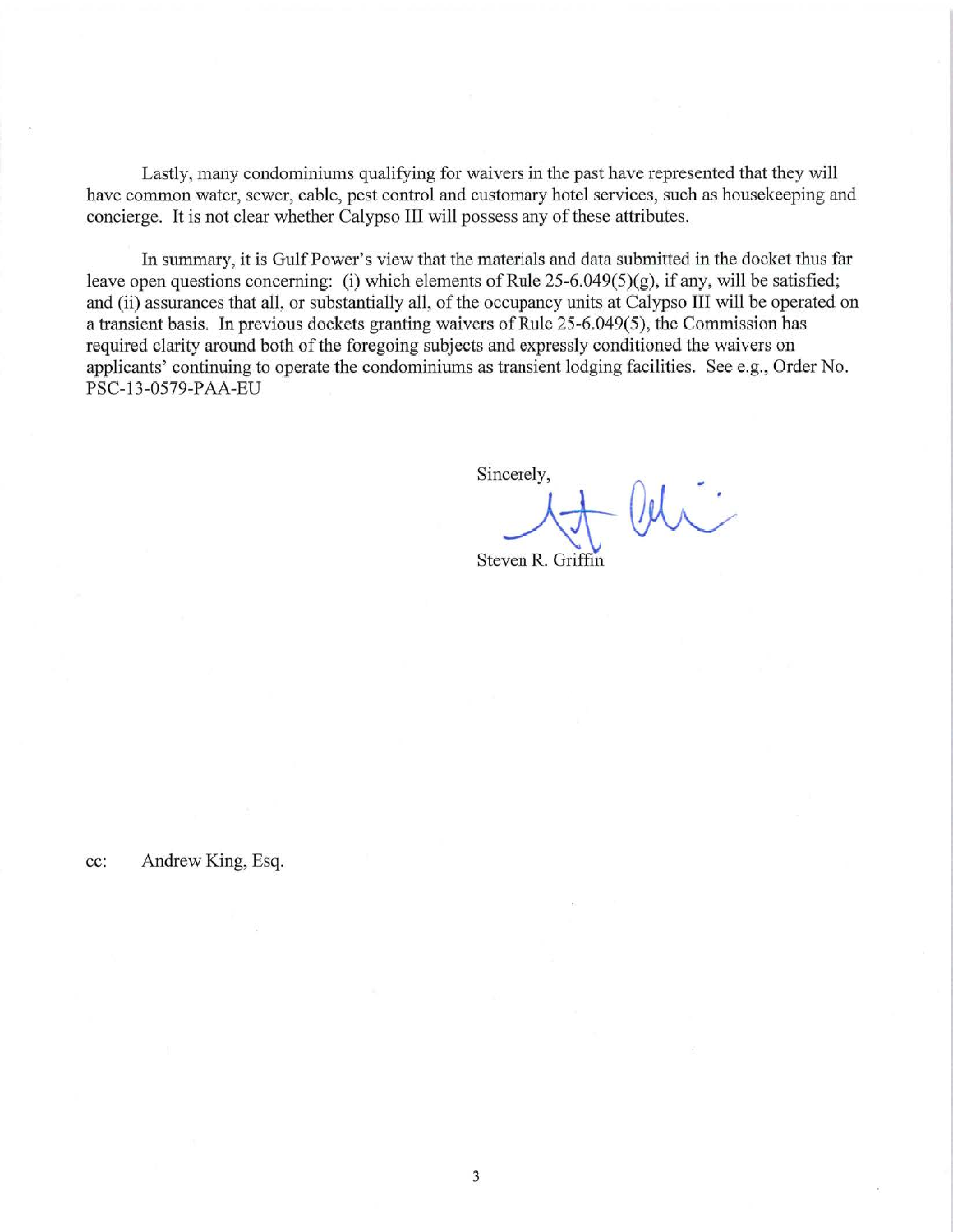Lastly, many condominiums qualifying for waivers in the past have represented that they will have common water, sewer, cable, pest control and customary hotel services, such as housekeeping and concierge. It is not clear whether Calypso III will possess any of these attributes.

In summary, it is Gulf Power's view that the materials and data submitted in the docket thus far leave open questions concerning: (i) which elements of Rule 25-6.049(5)(g), if any, will be satisfied; and (ii) assurances that all, or substantially all, of the occupancy units at Calypso III will be operated on a transient basis. In previous dockets granting waivers of Rule 25-6.049(5), the Commission has required clarity around both of the foregoing subjects and expressly conditioned the waivers on applicants' continuing to operate the condominiums as transient lodging facilities. See e.g., Order No. PSC-13-0579-PAA-EU

Sincerely,

Steven R. Griffin

cc: Andrew King, Esq.